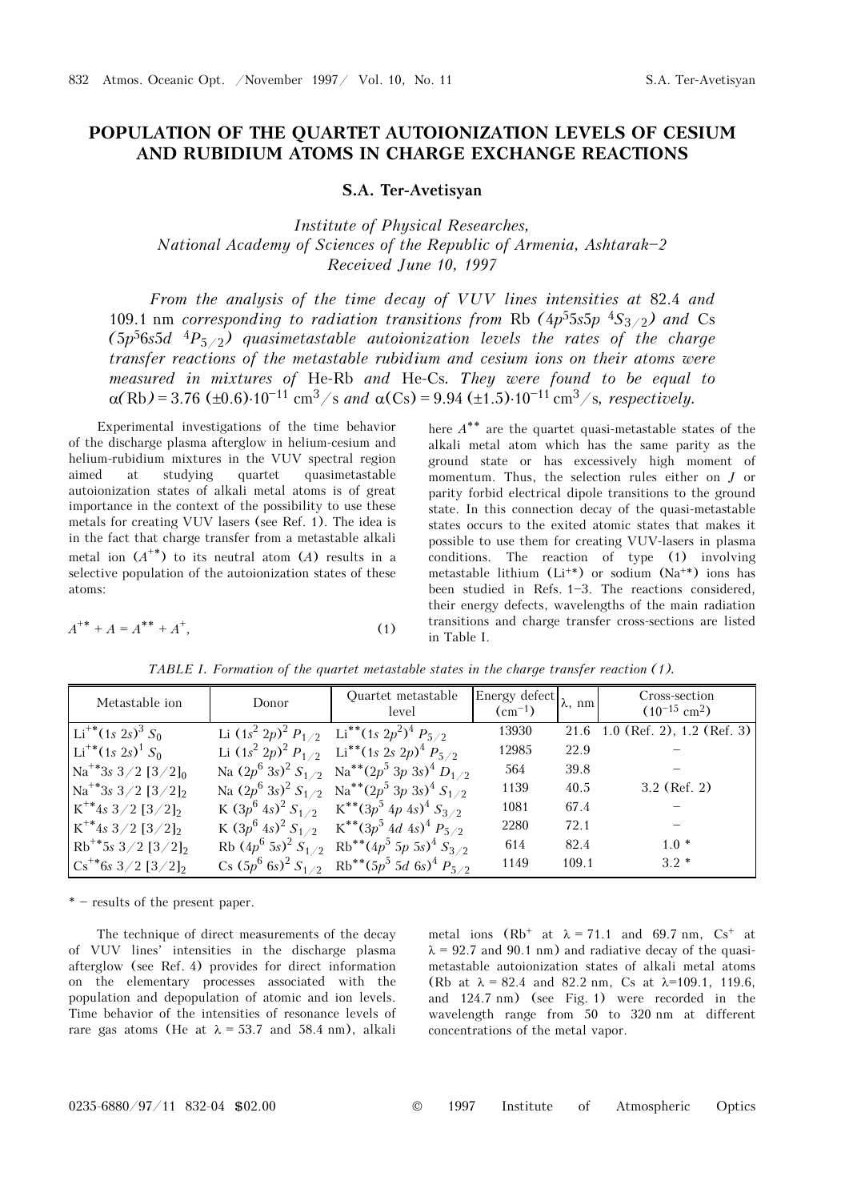# POPULATION OF THE QUARTET AUTOIONIZATION LEVELS OF CESIUM AND RUBIDIUM ATOMS IN CHARGE EXCHANGE REACTIONS

**S.A. Ter-Avetisyan**

*Institute of Physical Researches, National Academy of Sciences of the Republic of Armenia, Ashtarak–2*
*Received June 10, 1997*

*From the analysis of the time decay of VUV lines intensities at 82.4 and 109.1 nm corresponding to radiation transitions from* Rb *($4p^5 5s5p\ ^4S_{3/2}$) and* Cs *($5p^6 6s5d\ ^4P_{5/2}$) quasimetastable autoionization levels the rates of the charge transfer reactions of the metastable rubidium and cesium ions on their atoms were measured in mixtures of* He-Rb *and* He-Cs*. They were found to be equal to* $\alpha$(Rb) = 3.76 ($\pm$0.6)$\cdot 10^{-11}$ cm$^3$/s *and* $\alpha$(Cs) = 9.94 ($\pm$1.5)$\cdot 10^{-11}$ cm$^3$/s*, respectively.*

Experimental investigations of the time behavior of the discharge plasma afterglow in helium-cesium and helium-rubidium mixtures in the VUV spectral region aimed at studying quartet quasimetastable autoionization states of alkali metal atoms is of great importance in the context of the possibility to use these metals for creating VUV lasers (see Ref. 1). The idea is in the fact that charge transfer from a metastable alkali metal ion ($A^{+*}$) to its neutral atom ($A$) results in a selective population of the autoionization states of these atoms:

$$A^{+*} + A = A^{**} + A^{+}, \qquad (1)$$

here $A^{**}$ are the quartet quasi-metastable states of the alkali metal atom which has the same parity as the ground state or has excessively high moment of momentum. Thus, the selection rules either on $J$ or parity forbid electrical dipole transitions to the ground state. In this connection decay of the quasi-metastable states occurs to the exited atomic states that makes it possible to use them for creating VUV-lasers in plasma conditions. The reaction of type (1) involving metastable lithium ($Li^{+*}$) or sodium ($Na^{+*}$) ions has been studied in Refs. 1–3. The reactions considered, their energy defects, wavelengths of the main radiation transitions and charge transfer cross-sections are listed in Table I.

*TABLE I. Formation of the quartet metastable states in the charge transfer reaction (1).*

| Metastable ion | Donor | Quartet metastable level | Energy defect (cm$^{-1}$) | $\lambda$, nm | Cross-section ($10^{-15}$ cm$^2$) |
|---|---|---|---|---|---|
| $Li^{+*}(1s\ 2s)^3\ S_0$ | Li $(1s^2\ 2p)^2\ P_{1/2}$ | $Li^{**}(1s\ 2p^2)^4\ P_{5/2}$ | 13930 | 21.6 | 1.0 (Ref. 2), 1.2 (Ref. 3) |
| $Li^{+*}(1s\ 2s)^1\ S_0$ | Li $(1s^2\ 2p)^2\ P_{1/2}$ | $Li^{**}(1s\ 2s\ 2p)^4\ P_{5/2}$ | 12985 | 22.9 | – |
| $Na^{+*}3s\ 3/2\ [3/2]_0$ | Na $(2p^6\ 3s)^2\ S_{1/2}$ | $Na^{**}(2p^5\ 3p\ 3s)^4\ D_{1/2}$ | 564 | 39.8 | – |
| $Na^{+*}3s\ 3/2\ [3/2]_2$ | Na $(2p^6\ 3s)^2\ S_{1/2}$ | $Na^{**}(2p^5\ 3p\ 3s)^4\ S_{1/2}$ | 1139 | 40.5 | 3.2 (Ref. 2) |
| $K^{+*}4s\ 3/2\ [3/2]_2$ | K $(3p^6\ 4s)^2\ S_{1/2}$ | $K^{**}(3p^5\ 4p\ 4s)^4\ S_{3/2}$ | 1081 | 67.4 | – |
| $K^{+*}4s\ 3/2\ [3/2]_2$ | K $(3p^6\ 4s)^2\ S_{1/2}$ | $K^{**}(3p^5\ 4d\ 4s)^4\ P_{5/2}$ | 2280 | 72.1 | – |
| $Rb^{+*}5s\ 3/2\ [3/2]_2$ | Rb $(4p^6\ 5s)^2\ S_{1/2}$ | $Rb^{**}(4p^5\ 5p\ 5s)^4\ S_{3/2}$ | 614 | 82.4 | 1.0 * |
| $Cs^{+*}6s\ 3/2\ [3/2]_2$ | Cs $(5p^6\ 6s)^2\ S_{1/2}$ | $Rb^{**}(5p^5\ 5d\ 6s)^4\ P_{5/2}$ | 1149 | 109.1 | 3.2 * |

\* – results of the present paper.

The technique of direct measurements of the decay of VUV lines' intensities in the discharge plasma afterglow (see Ref. 4) provides for direct information on the elementary processes associated with the population and depopulation of atomic and ion levels. Time behavior of the intensities of resonance levels of rare gas atoms (He at $\lambda$ = 53.7 and 58.4 nm), alkali metal ions ($Rb^+$ at $\lambda$ = 71.1 and 69.7 nm, $Cs^+$ at $\lambda$ = 92.7 and 90.1 nm) and radiative decay of the quasi-metastable autoionization states of alkali metal atoms (Rb at $\lambda$ = 82.4 and 82.2 nm, Cs at $\lambda$=109.1, 119.6, and 124.7 nm) (see Fig. 1) were recorded in the wavelength range from 50 to 320 nm at different concentrations of the metal vapor.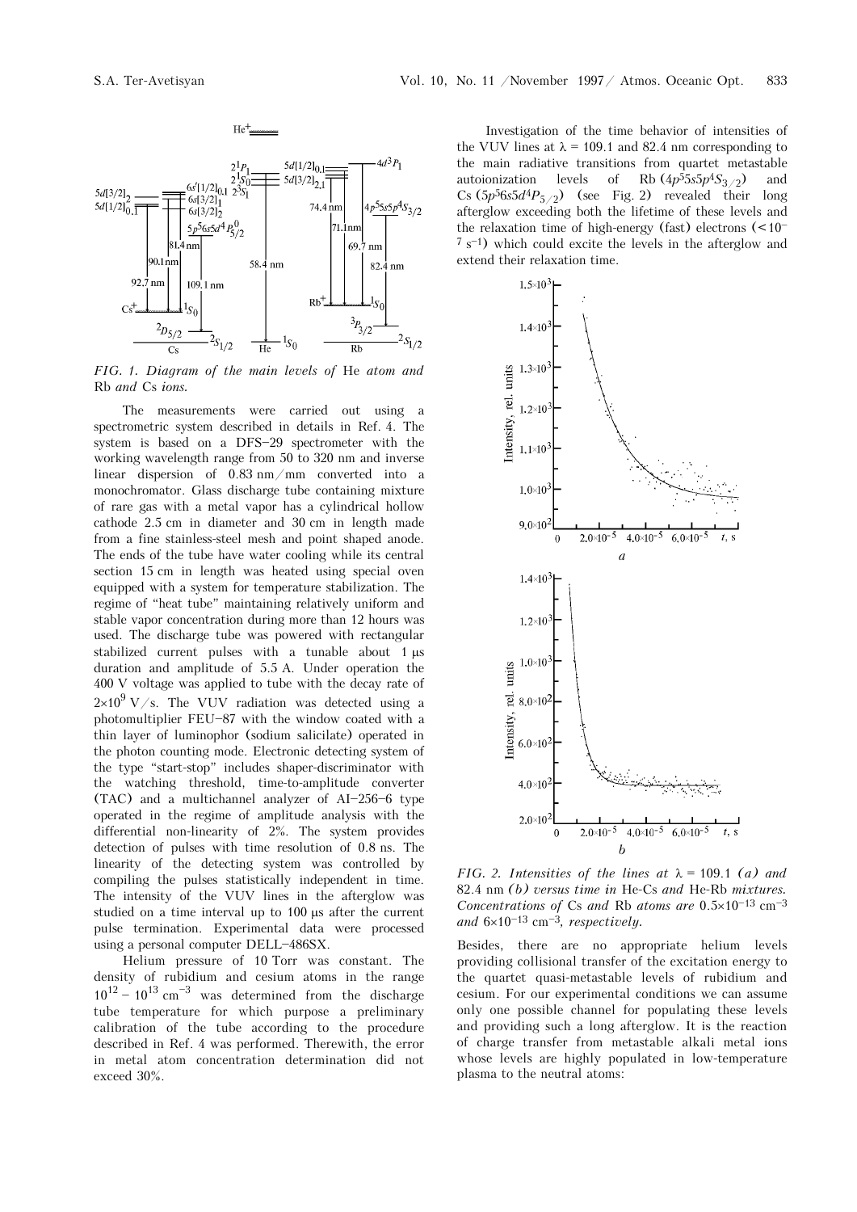FIG. 1. *Diagram of the main levels of* He *atom and* Rb *and* Cs *ions.*

The measurements were carried out using a spectrometric system described in details in Ref. 4. The system is based on a DFS–29 spectrometer with the working wavelength range from 50 to 320 nm and inverse linear dispersion of 0.83 nm/mm converted into a monochromator. Glass discharge tube containing mixture of rare gas with a metal vapor has a cylindrical hollow cathode 2.5 cm in diameter and 30 cm in length made from a fine stainless-steel mesh and point shaped anode. The ends of the tube have water cooling while its central section 15 cm in length was heated using special oven equipped with a system for temperature stabilization. The regime of "heat tube" maintaining relatively uniform and stable vapor concentration during more than 12 hours was used. The discharge tube was powered with rectangular stabilized current pulses with a tunable about 1 μs duration and amplitude of 5.5 A. Under operation the 400 V voltage was applied to tube with the decay rate of $2\times10^{9}$ V/s. The VUV radiation was detected using a photomultiplier FEU–87 with the window coated with a thin layer of luminophor (sodium salicilate) operated in the photon counting mode. Electronic detecting system of the type "start-stop" includes shaper-discriminator with the watching threshold, time-to-amplitude converter (TAC) and a multichannel analyzer of AI–256–6 type operated in the regime of amplitude analysis with the differential non-linearity of 2%. The system provides detection of pulses with time resolution of 0.8 ns. The linearity of the detecting system was controlled by compiling the pulses statistically independent in time. The intensity of the VUV lines in the afterglow was studied on a time interval up to 100 μs after the current pulse termination. Experimental data were processed using a personal computer DELL–486SX.

Helium pressure of 10 Torr was constant. The density of rubidium and cesium atoms in the range $10^{12}$ – $10^{13}$ cm$^{-3}$ was determined from the discharge tube temperature for which purpose a preliminary calibration of the tube according to the procedure described in Ref. 4 was performed. Therewith, the error in metal atom concentration determination did not exceed 30%.

Investigation of the time behavior of intensities of the VUV lines at $\lambda$ = 109.1 and 82.4 nm corresponding to the main radiative transitions from quartet metastable autoionization levels of Rb ($4p^5 5s5p\,^4S_{3/2}$) and Cs ($5p^6 6s5d\,^4P_{5/2}$) (see Fig. 2) revealed their long afterglow exceeding both the lifetime of these levels and the relaxation time of high-energy (fast) electrons (<$10^{-7}$ s$^{-1}$) which could excite the levels in the afterglow and extend their relaxation time.

FIG. 2. *Intensities of the lines at* $\lambda$ = 109.1 *(a) and* 82.4 nm *(b) versus time in* He-Cs *and* He-Rb *mixtures. Concentrations of* Cs *and* Rb *atoms are* $0.5\times10^{-13}$ cm$^{-3}$ *and* $6\times10^{-13}$ cm$^{-3}$*, respectively.*

Besides, there are no appropriate helium levels providing collisional transfer of the excitation energy to the quartet quasi-metastable levels of rubidium and cesium. For our experimental conditions we can assume only one possible channel for populating these levels and providing such a long afterglow. It is the reaction of charge transfer from metastable alkali metal ions whose levels are highly populated in low-temperature plasma to the neutral atoms: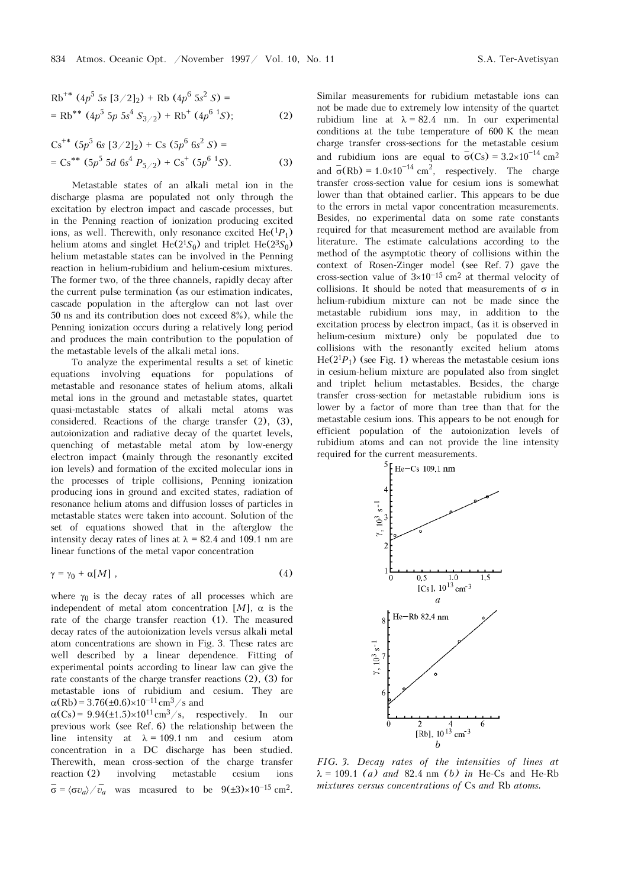$$Rb^{+*} (4p^5\,5s\,[3/2]_2) + Rb\,(4p^6\,5s^2\,S) =$$
$$= Rb^{**} (4p^5\,5p\,5s^4\,S_{3/2}) + Rb^+ (4p^6\,{}^1S); \quad (2)$$

$$Cs^{+*} (5p^5\,6s\,[3/2]_2) + Cs\,(5p^6\,6s^2\,S) =$$
$$= Cs^{**} (5p^5\,5d\,6s^4\,P_{5/2}) + Cs^+ (5p^6\,{}^1S). \quad (3)$$

Metastable states of an alkali metal ion in the discharge plasma are populated not only through the excitation by electron impact and cascade processes, but in the Penning reaction of ionization producing excited ions, as well. Therewith, only resonance excited $He(^1P_1)$ helium atoms and singlet $He(2^1S_0)$ and triplet $He(2^3S_0)$ helium metastable states can be involved in the Penning reaction in helium-rubidium and helium-cesium mixtures. The former two, of the three channels, rapidly decay after the current pulse termination (as our estimation indicates, cascade population in the afterglow can not last over 50 ns and its contribution does not exceed 8%), while the Penning ionization occurs during a relatively long period and produces the main contribution to the population of the metastable levels of the alkali metal ions.

To analyze the experimental results a set of kinetic equations involving equations for populations of metastable and resonance states of helium atoms, alkali metal ions in the ground and metastable states, quartet quasi-metastable states of alkali metal atoms was considered. Reactions of the charge transfer (2), (3), autoionization and radiative decay of the quartet levels, quenching of metastable metal atom by low-energy electron impact (mainly through the resonantly excited ion levels) and formation of the excited molecular ions in the processes of triple collisions, Penning ionization producing ions in ground and excited states, radiation of resonance helium atoms and diffusion losses of particles in metastable states were taken into account. Solution of the set of equations showed that in the afterglow the intensity decay rates of lines at $\lambda = 82.4$ and 109.1 nm are linear functions of the metal vapor concentration

$$\gamma = \gamma_0 + \alpha[M] , \quad (4)$$

where $\gamma_0$ is the decay rates of all processes which are independent of metal atom concentration $[M]$, $\alpha$ is the rate of the charge transfer reaction (1). The measured decay rates of the autoionization levels versus alkali metal atom concentrations are shown in Fig. 3. These rates are well described by a linear dependence. Fitting of experimental points according to linear law can give the rate constants of the charge transfer reactions (2), (3) for metastable ions of rubidium and cesium. They are $\alpha(Rb) = 3.76(\pm 0.6)\times 10^{-11}\,cm^3/s$ and $\alpha(Cs) = 9.94(\pm 1.5)\times 10^{11}\,cm^3/s$, respectively. In our previous work (see Ref. 6) the relationship between the line intensity at $\lambda = 109.1$ nm and cesium atom concentration in a DC discharge has been studied. Therewith, mean cross-section of the charge transfer reaction (2) involving metastable cesium ions $\bar{\sigma} = \langle \sigma v_a \rangle / \bar{v}_a$ was measured to be $9(\pm 3)\times 10^{-15}\,cm^2$. Similar measurements for rubidium metastable ions can not be made due to extremely low intensity of the quartet rubidium line at $\lambda = 82.4$ nm. In our experimental conditions at the tube temperature of 600 K the mean charge transfer cross-sections for the metastable cesium and rubidium ions are equal to $\bar{\sigma}(Cs) = 3.2\times 10^{-14}\,cm^2$ and $\bar{\sigma}(Rb) = 1.0\times 10^{-14}\,cm^2$, respectively. The charge transfer cross-section value for cesium ions is somewhat lower than that obtained earlier. This appears to be due to the errors in metal vapor concentration measurements. Besides, no experimental data on some rate constants required for that measurement method are available from literature. The estimate calculations according to the method of the asymptotic theory of collisions within the context of Rosen-Zinger model (see Ref. 7) gave the cross-section value of $3\times 10^{-15}\,cm^2$ at thermal velocity of collisions. It should be noted that measurements of $\sigma$ in helium-rubidium mixture can not be made since the metastable rubidium ions may, in addition to the excitation process by electron impact, (as it is observed in helium-cesium mixture) only be populated due to collisions with the resonantly excited helium atoms $He(2^1P_1)$ (see Fig. 1) whereas the metastable cesium ions in cesium-helium mixture are populated also from singlet and triplet helium metastables. Besides, the charge transfer cross-section for metastable rubidium ions is lower by a factor of more than tree than that for the metastable cesium ions. This appears to be not enough for efficient population of the autoionization levels of rubidium atoms and can not provide the line intensity required for the current measurements.

*FIG. 3. Decay rates of the intensities of lines at $\lambda = 109.1$ (a) and 82.4 nm (b) in He-Cs and He-Rb mixtures versus concentrations of Cs and Rb atoms.*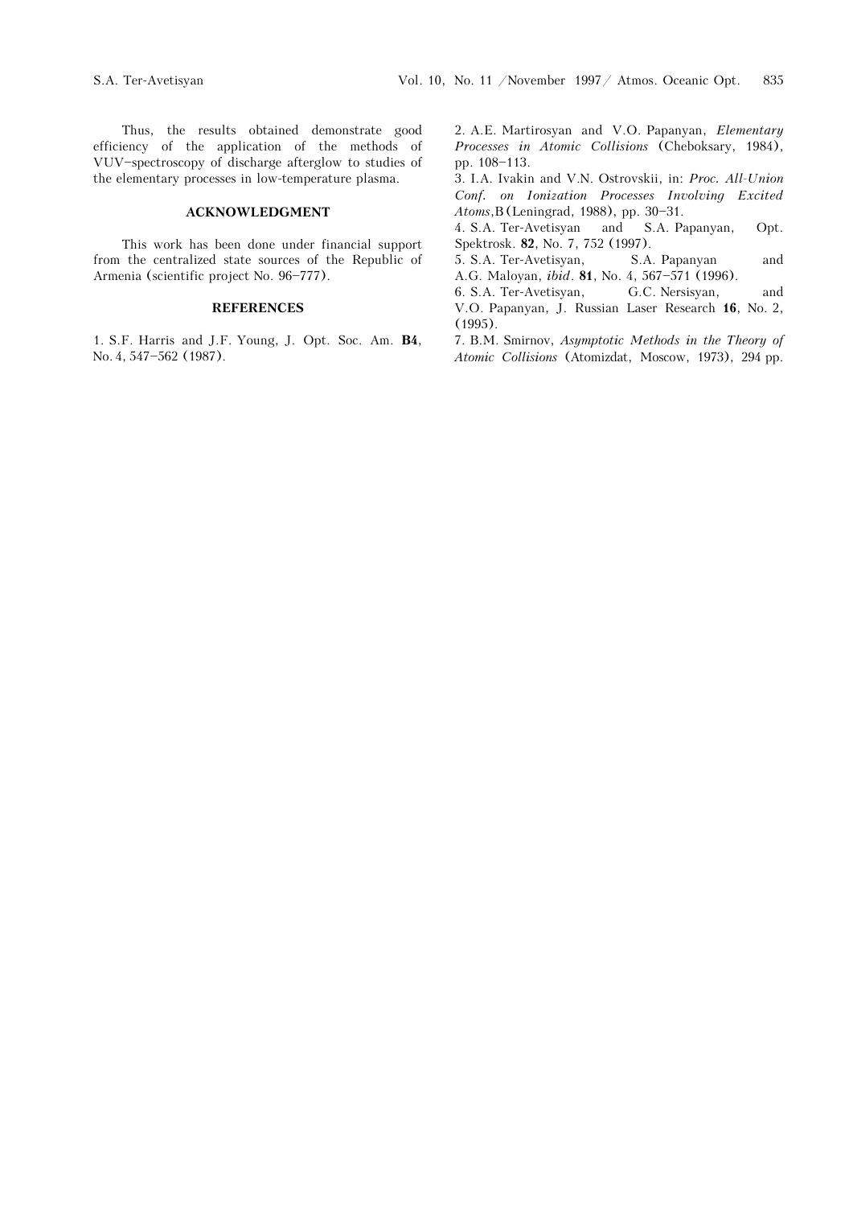Thus, the results obtained demonstrate good efficiency of the application of the methods of VUV–spectroscopy of discharge afterglow to studies of the elementary processes in low-temperature plasma.

## ACKNOWLEDGMENT

This work has been done under financial support from the centralized state sources of the Republic of Armenia (scientific project No. 96–777).

## REFERENCES

1. S.F. Harris and J.F. Young, J. Opt. Soc. Am. **B4**, No. 4, 547–562 (1987).

2. A.E. Martirosyan and V.O. Papanyan, *Elementary Processes in Atomic Collisions* (Cheboksary, 1984), pp. 108–113.

3. I.A. Ivakin and V.N. Ostrovskii, in: *Proc. All-Union Conf. on Ionization Processes Involving Excited Atoms*,B (Leningrad, 1988), pp. 30–31.

4. S.A. Ter-Avetisyan and S.A. Papanyan, Opt. Spektrosk. **82**, No. 7, 752 (1997).

5. S.A. Ter-Avetisyan, S.A. Papanyan and A.G. Maloyan, *ibid*. **81**, No. 4, 567–571 (1996).

6. S.A. Ter-Avetisyan, G.C. Nersisyan, and V.O. Papanyan, J. Russian Laser Research **16**, No. 2, (1995).

7. B.M. Smirnov, *Asymptotic Methods in the Theory of Atomic Collisions* (Atomizdat, Moscow, 1973), 294 pp.